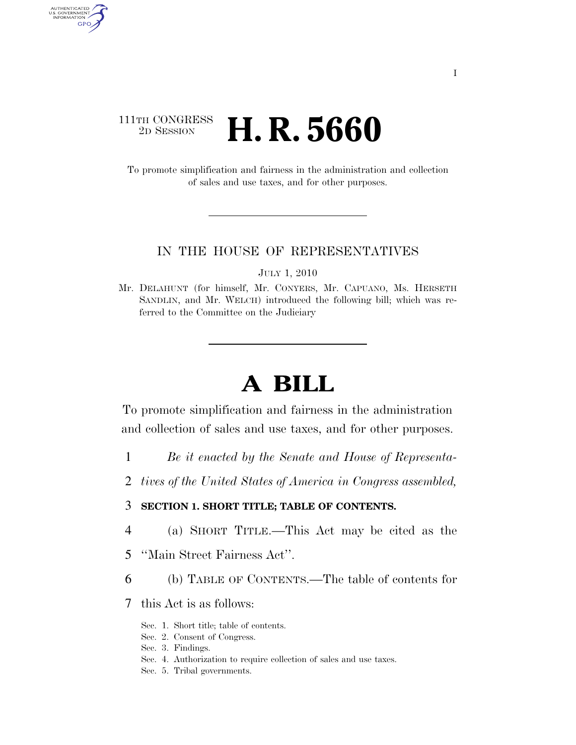111TH CONGRESS
2D SESSION

# H. R. 5660

To promote simplification and fairness in the administration and collection of sales and use taxes, and for other purposes.

---

IN THE HOUSE OF REPRESENTATIVES

JULY 1, 2010

Mr. DELAHUNT (for himself, Mr. CONYERS, Mr. CAPUANO, Ms. HERSETH SANDLIN, and Mr. WELCH) introduced the following bill; which was referred to the Committee on the Judiciary

---

# A BILL

To promote simplification and fairness in the administration and collection of sales and use taxes, and for other purposes.

*Be it enacted by the Senate and House of Representatives of the United States of America in Congress assembled,*

**SECTION 1. SHORT TITLE; TABLE OF CONTENTS.**

(a) SHORT TITLE.—This Act may be cited as the ''Main Street Fairness Act''.

(b) TABLE OF CONTENTS.—The table of contents for this Act is as follows:

Sec. 1. Short title; table of contents.
Sec. 2. Consent of Congress.
Sec. 3. Findings.
Sec. 4. Authorization to require collection of sales and use taxes.
Sec. 5. Tribal governments.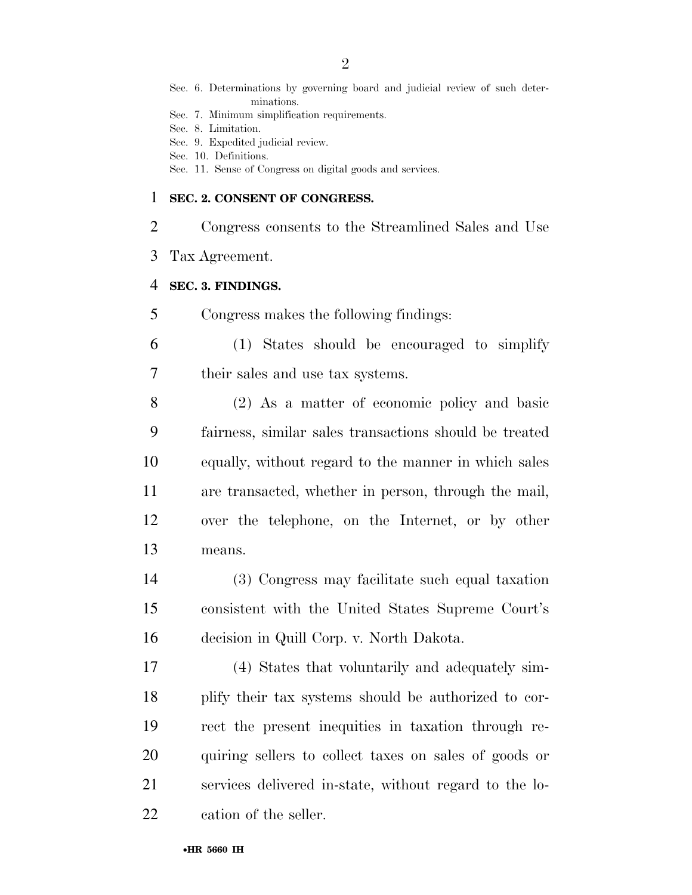Sec. 6. Determinations by governing board and judicial review of such determinations.
Sec. 7. Minimum simplification requirements.
Sec. 8. Limitation.
Sec. 9. Expedited judicial review.
Sec. 10. Definitions.
Sec. 11. Sense of Congress on digital goods and services.

## SEC. 2. CONSENT OF CONGRESS.

Congress consents to the Streamlined Sales and Use Tax Agreement.

## SEC. 3. FINDINGS.

Congress makes the following findings:

(1) States should be encouraged to simplify their sales and use tax systems.

(2) As a matter of economic policy and basic fairness, similar sales transactions should be treated equally, without regard to the manner in which sales are transacted, whether in person, through the mail, over the telephone, on the Internet, or by other means.

(3) Congress may facilitate such equal taxation consistent with the United States Supreme Court's decision in Quill Corp. v. North Dakota.

(4) States that voluntarily and adequately simplify their tax systems should be authorized to correct the present inequities in taxation through requiring sellers to collect taxes on sales of goods or services delivered in-state, without regard to the location of the seller.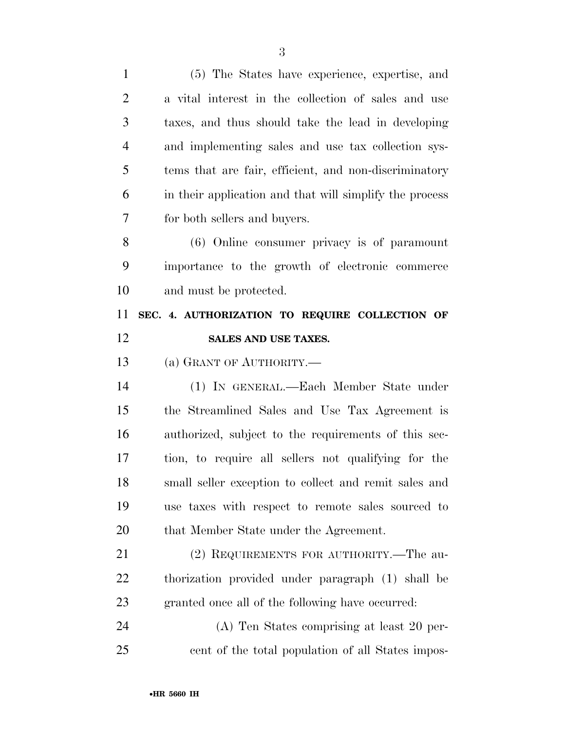(5) The States have experience, expertise, and a vital interest in the collection of sales and use taxes, and thus should take the lead in developing and implementing sales and use tax collection systems that are fair, efficient, and non-discriminatory in their application and that will simplify the process for both sellers and buyers.

(6) Online consumer privacy is of paramount importance to the growth of electronic commerce and must be protected.

## SEC. 4. AUTHORIZATION TO REQUIRE COLLECTION OF SALES AND USE TAXES.

(a) GRANT OF AUTHORITY.—

(1) IN GENERAL.—Each Member State under the Streamlined Sales and Use Tax Agreement is authorized, subject to the requirements of this section, to require all sellers not qualifying for the small seller exception to collect and remit sales and use taxes with respect to remote sales sourced to that Member State under the Agreement.

(2) REQUIREMENTS FOR AUTHORITY.—The authorization provided under paragraph (1) shall be granted once all of the following have occurred:

(A) Ten States comprising at least 20 percent of the total population of all States impos-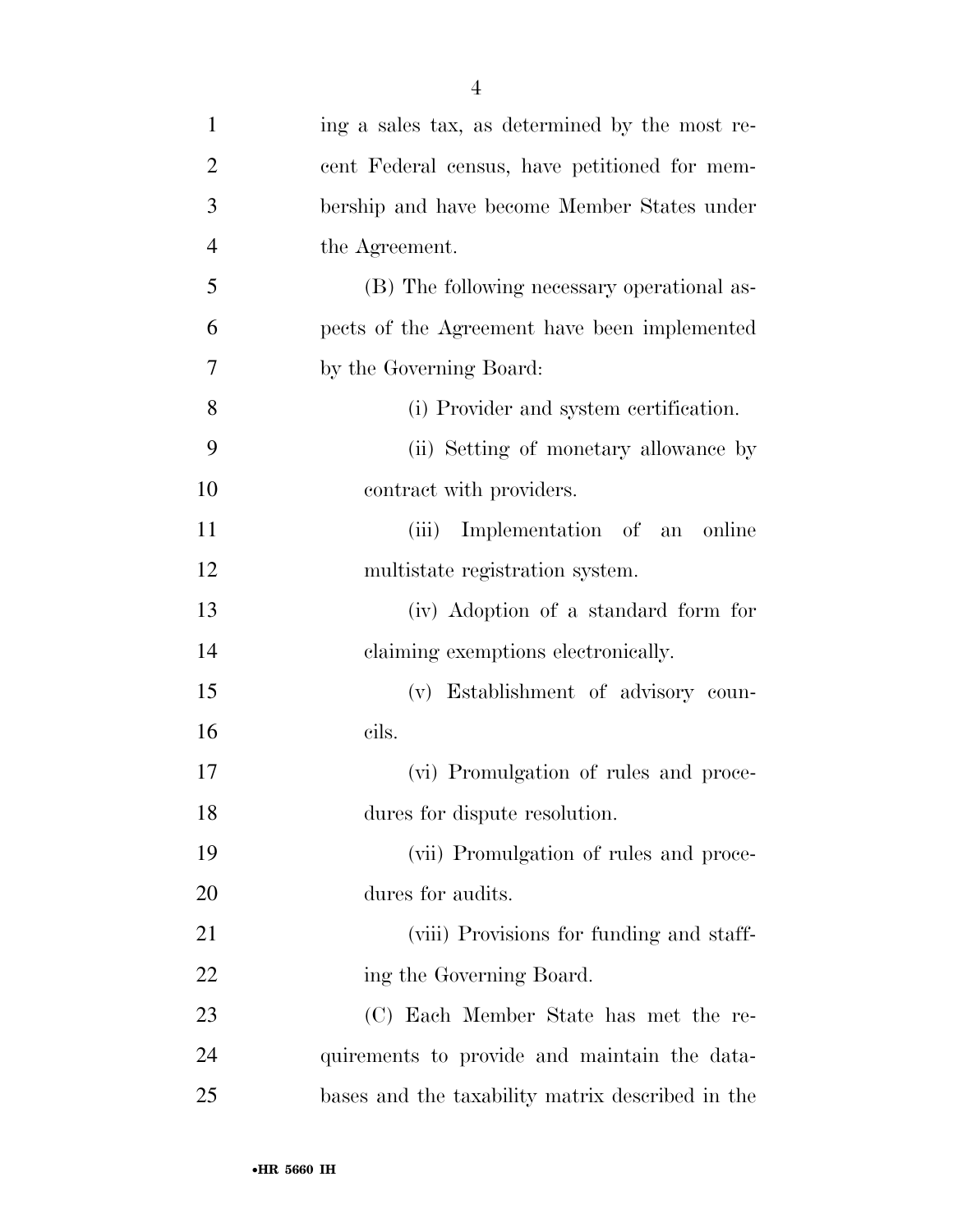ing a sales tax, as determined by the most recent Federal census, have petitioned for membership and have become Member States under the Agreement.

(B) The following necessary operational aspects of the Agreement have been implemented by the Governing Board:

(i) Provider and system certification.

(ii) Setting of monetary allowance by contract with providers.

(iii) Implementation of an online multistate registration system.

(iv) Adoption of a standard form for claiming exemptions electronically.

(v) Establishment of advisory councils.

(vi) Promulgation of rules and procedures for dispute resolution.

(vii) Promulgation of rules and procedures for audits.

(viii) Provisions for funding and staffing the Governing Board.

(C) Each Member State has met the requirements to provide and maintain the databases and the taxability matrix described in the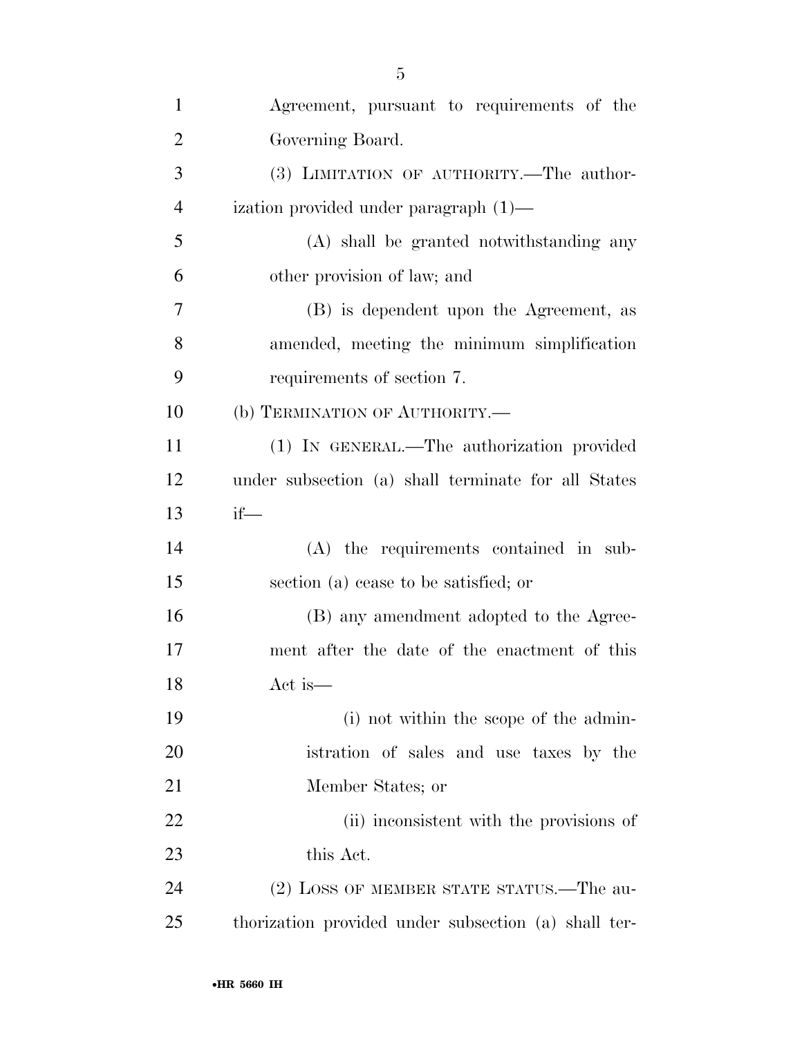Agreement, pursuant to requirements of the Governing Board.

(3) LIMITATION OF AUTHORITY.—The authorization provided under paragraph (1)—

(A) shall be granted notwithstanding any other provision of law; and

(B) is dependent upon the Agreement, as amended, meeting the minimum simplification requirements of section 7.

(b) TERMINATION OF AUTHORITY.—

(1) IN GENERAL.—The authorization provided under subsection (a) shall terminate for all States if—

(A) the requirements contained in subsection (a) cease to be satisfied; or

(B) any amendment adopted to the Agreement after the date of the enactment of this Act is—

(i) not within the scope of the administration of sales and use taxes by the Member States; or

(ii) inconsistent with the provisions of this Act.

(2) LOSS OF MEMBER STATE STATUS.—The authorization provided under subsection (a) shall ter-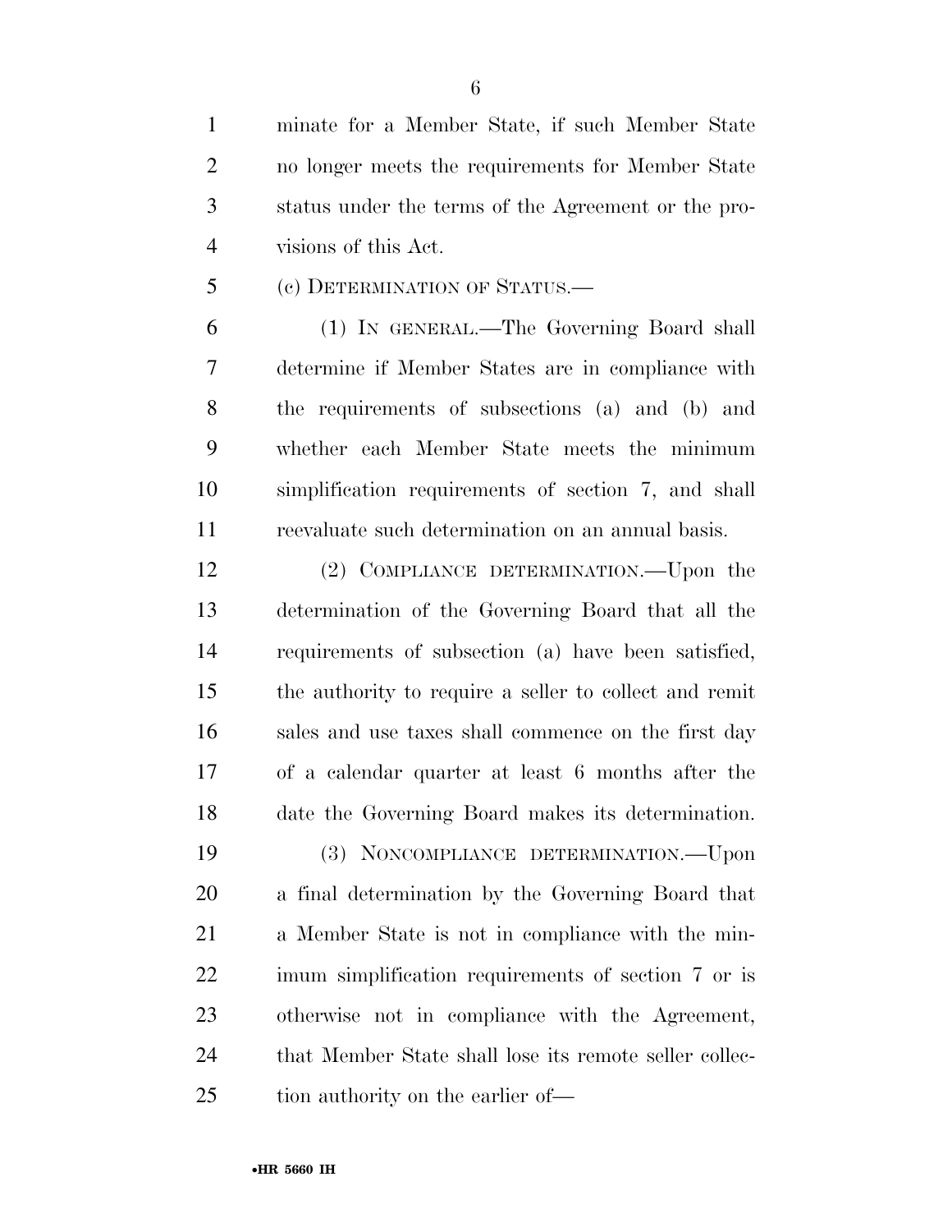minate for a Member State, if such Member State no longer meets the requirements for Member State status under the terms of the Agreement or the provisions of this Act.

(c) DETERMINATION OF STATUS.—

(1) IN GENERAL.—The Governing Board shall determine if Member States are in compliance with the requirements of subsections (a) and (b) and whether each Member State meets the minimum simplification requirements of section 7, and shall reevaluate such determination on an annual basis.

(2) COMPLIANCE DETERMINATION.—Upon the determination of the Governing Board that all the requirements of subsection (a) have been satisfied, the authority to require a seller to collect and remit sales and use taxes shall commence on the first day of a calendar quarter at least 6 months after the date the Governing Board makes its determination.

(3) NONCOMPLIANCE DETERMINATION.—Upon a final determination by the Governing Board that a Member State is not in compliance with the minimum simplification requirements of section 7 or is otherwise not in compliance with the Agreement, that Member State shall lose its remote seller collection authority on the earlier of—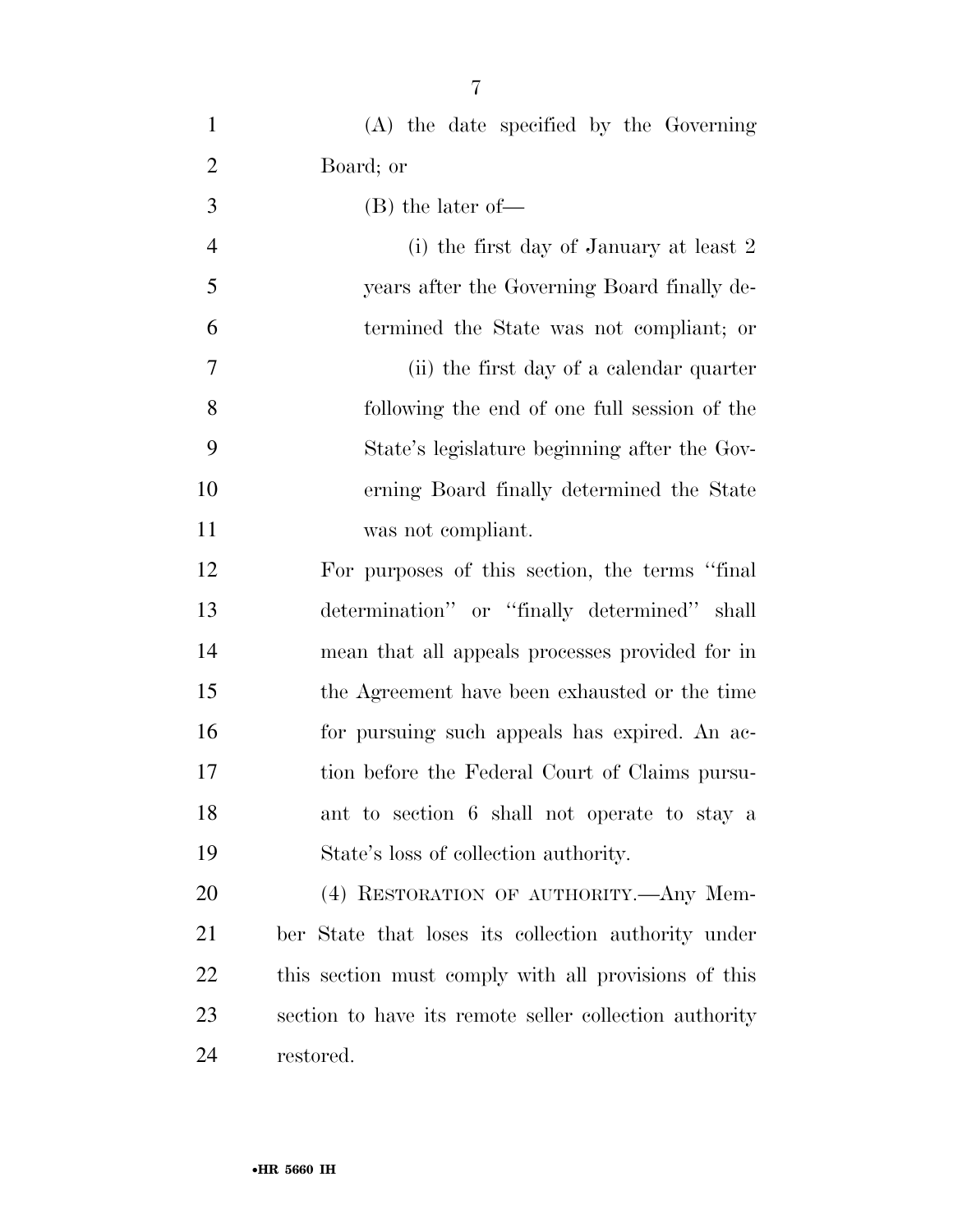(A) the date specified by the Governing Board; or

(B) the later of—

(i) the first day of January at least 2 years after the Governing Board finally determined the State was not compliant; or

(ii) the first day of a calendar quarter following the end of one full session of the State's legislature beginning after the Governing Board finally determined the State was not compliant.

For purposes of this section, the terms "final determination" or "finally determined" shall mean that all appeals processes provided for in the Agreement have been exhausted or the time for pursuing such appeals has expired. An action before the Federal Court of Claims pursuant to section 6 shall not operate to stay a State's loss of collection authority.

(4) RESTORATION OF AUTHORITY.—Any Member State that loses its collection authority under this section must comply with all provisions of this section to have its remote seller collection authority restored.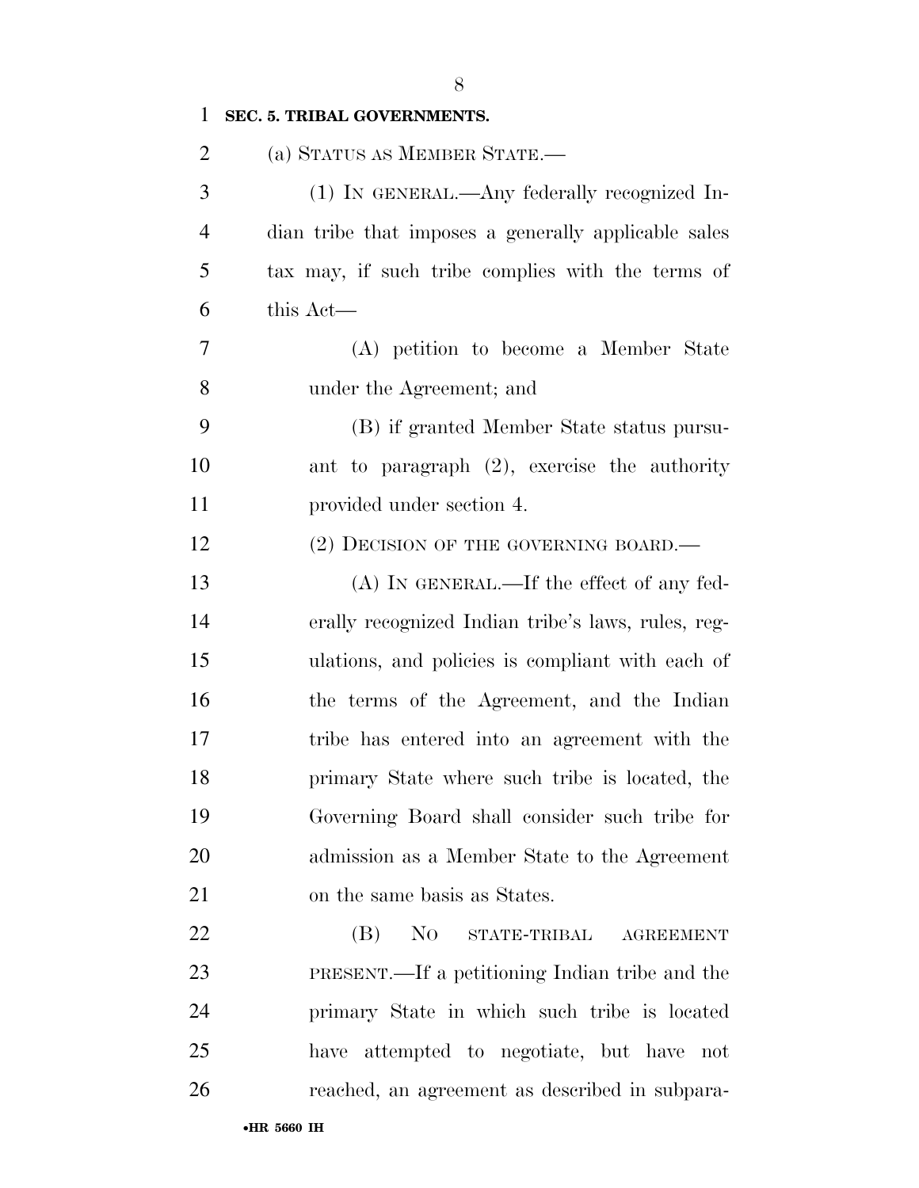**SEC. 5. TRIBAL GOVERNMENTS.**

(a) STATUS AS MEMBER STATE.—

(1) IN GENERAL.—Any federally recognized Indian tribe that imposes a generally applicable sales tax may, if such tribe complies with the terms of this Act—

(A) petition to become a Member State under the Agreement; and

(B) if granted Member State status pursuant to paragraph (2), exercise the authority provided under section 4.

(2) DECISION OF THE GOVERNING BOARD.—

(A) IN GENERAL.—If the effect of any federally recognized Indian tribe's laws, rules, regulations, and policies is compliant with each of the terms of the Agreement, and the Indian tribe has entered into an agreement with the primary State where such tribe is located, the Governing Board shall consider such tribe for admission as a Member State to the Agreement on the same basis as States.

(B) NO STATE-TRIBAL AGREEMENT PRESENT.—If a petitioning Indian tribe and the primary State in which such tribe is located have attempted to negotiate, but have not reached, an agreement as described in subpara-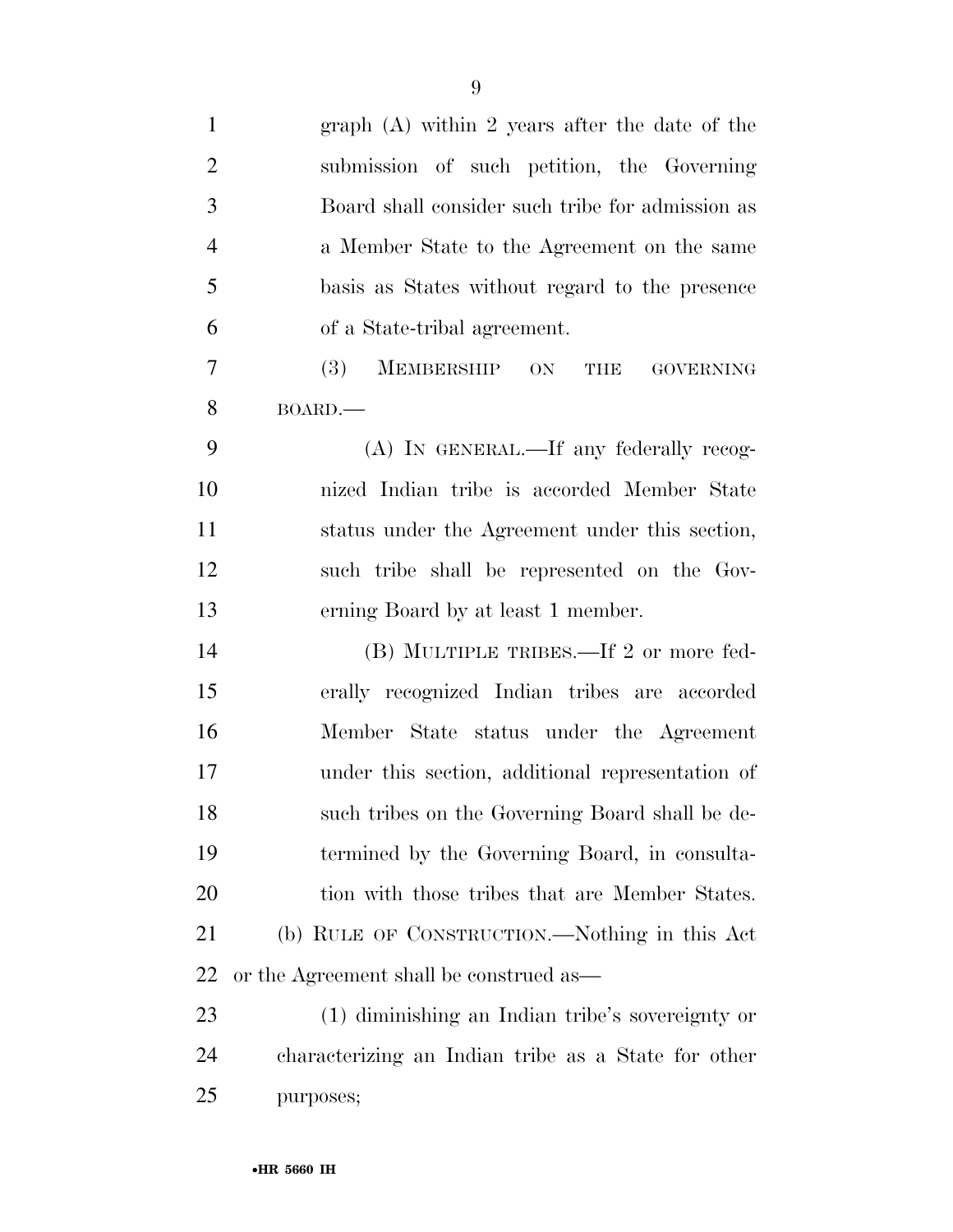graph (A) within 2 years after the date of the submission of such petition, the Governing Board shall consider such tribe for admission as a Member State to the Agreement on the same basis as States without regard to the presence of a State-tribal agreement.

(3) MEMBERSHIP ON THE GOVERNING BOARD.—

(A) IN GENERAL.—If any federally recognized Indian tribe is accorded Member State status under the Agreement under this section, such tribe shall be represented on the Governing Board by at least 1 member.

(B) MULTIPLE TRIBES.—If 2 or more federally recognized Indian tribes are accorded Member State status under the Agreement under this section, additional representation of such tribes on the Governing Board shall be determined by the Governing Board, in consultation with those tribes that are Member States.

(b) RULE OF CONSTRUCTION.—Nothing in this Act or the Agreement shall be construed as—

(1) diminishing an Indian tribe's sovereignty or characterizing an Indian tribe as a State for other purposes;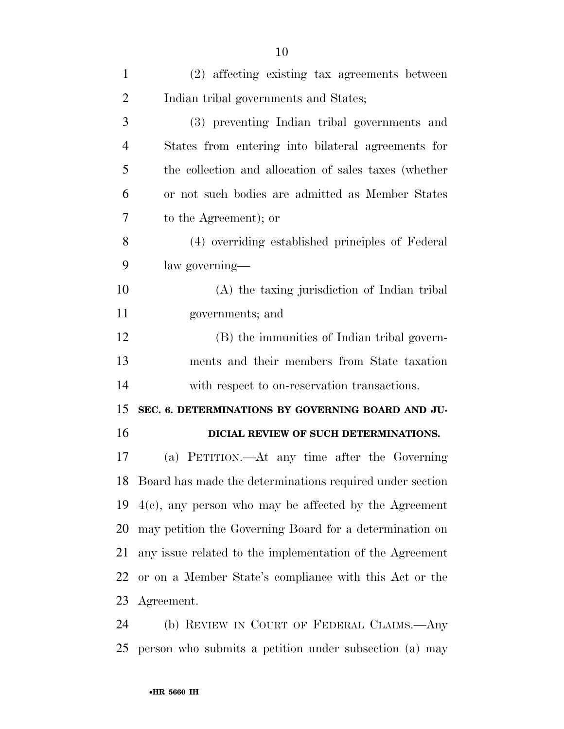(2) affecting existing tax agreements between Indian tribal governments and States;

(3) preventing Indian tribal governments and States from entering into bilateral agreements for the collection and allocation of sales taxes (whether or not such bodies are admitted as Member States to the Agreement); or

(4) overriding established principles of Federal law governing—

(A) the taxing jurisdiction of Indian tribal governments; and

(B) the immunities of Indian tribal governments and their members from State taxation with respect to on-reservation transactions.

## SEC. 6. DETERMINATIONS BY GOVERNING BOARD AND JUDICIAL REVIEW OF SUCH DETERMINATIONS.

(a) PETITION.—At any time after the Governing Board has made the determinations required under section 4(c), any person who may be affected by the Agreement may petition the Governing Board for a determination on any issue related to the implementation of the Agreement or on a Member State's compliance with this Act or the Agreement.

(b) REVIEW IN COURT OF FEDERAL CLAIMS.—Any person who submits a petition under subsection (a) may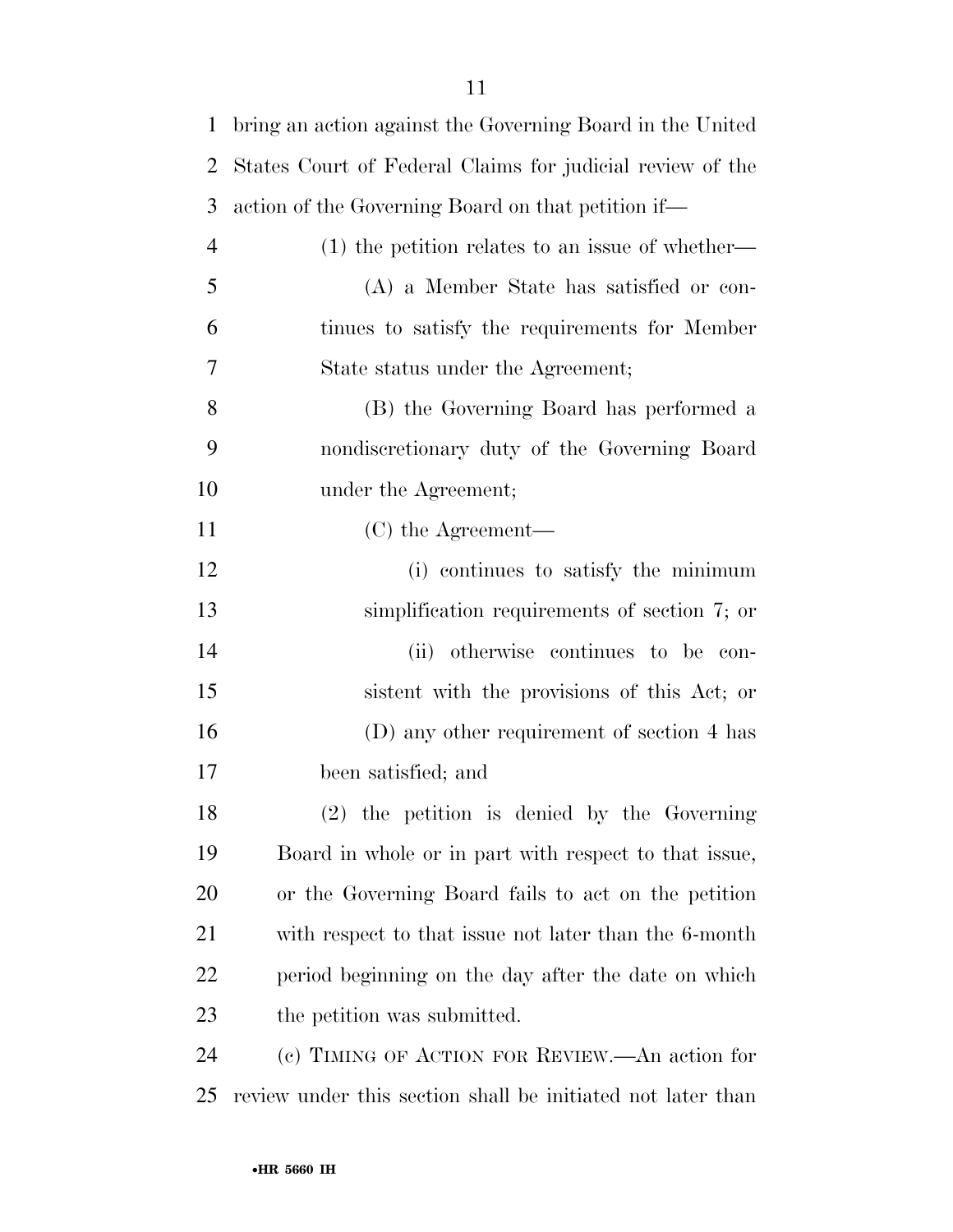bring an action against the Governing Board in the United States Court of Federal Claims for judicial review of the action of the Governing Board on that petition if—

(1) the petition relates to an issue of whether—

(A) a Member State has satisfied or continues to satisfy the requirements for Member State status under the Agreement;

(B) the Governing Board has performed a nondiscretionary duty of the Governing Board under the Agreement;

(C) the Agreement—

(i) continues to satisfy the minimum simplification requirements of section 7; or

(ii) otherwise continues to be consistent with the provisions of this Act; or

(D) any other requirement of section 4 has been satisfied; and

(2) the petition is denied by the Governing Board in whole or in part with respect to that issue, or the Governing Board fails to act on the petition with respect to that issue not later than the 6-month period beginning on the day after the date on which the petition was submitted.

(c) TIMING OF ACTION FOR REVIEW.—An action for review under this section shall be initiated not later than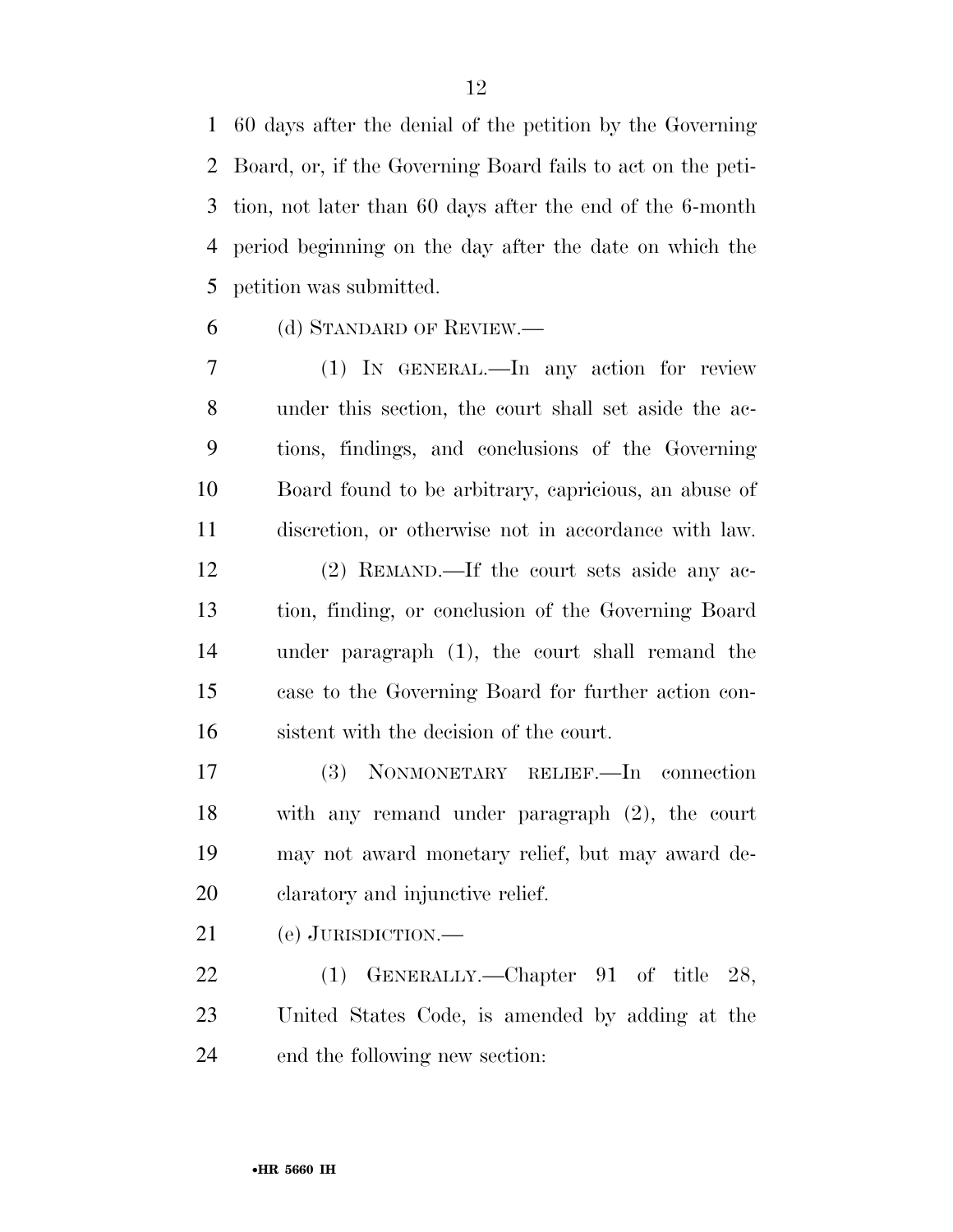60 days after the denial of the petition by the Governing Board, or, if the Governing Board fails to act on the petition, not later than 60 days after the end of the 6-month period beginning on the day after the date on which the petition was submitted.

(d) STANDARD OF REVIEW.—

(1) IN GENERAL.—In any action for review under this section, the court shall set aside the actions, findings, and conclusions of the Governing Board found to be arbitrary, capricious, an abuse of discretion, or otherwise not in accordance with law.

(2) REMAND.—If the court sets aside any action, finding, or conclusion of the Governing Board under paragraph (1), the court shall remand the case to the Governing Board for further action consistent with the decision of the court.

(3) NONMONETARY RELIEF.—In connection with any remand under paragraph (2), the court may not award monetary relief, but may award declaratory and injunctive relief.

(e) JURISDICTION.—

(1) GENERALLY.—Chapter 91 of title 28, United States Code, is amended by adding at the end the following new section: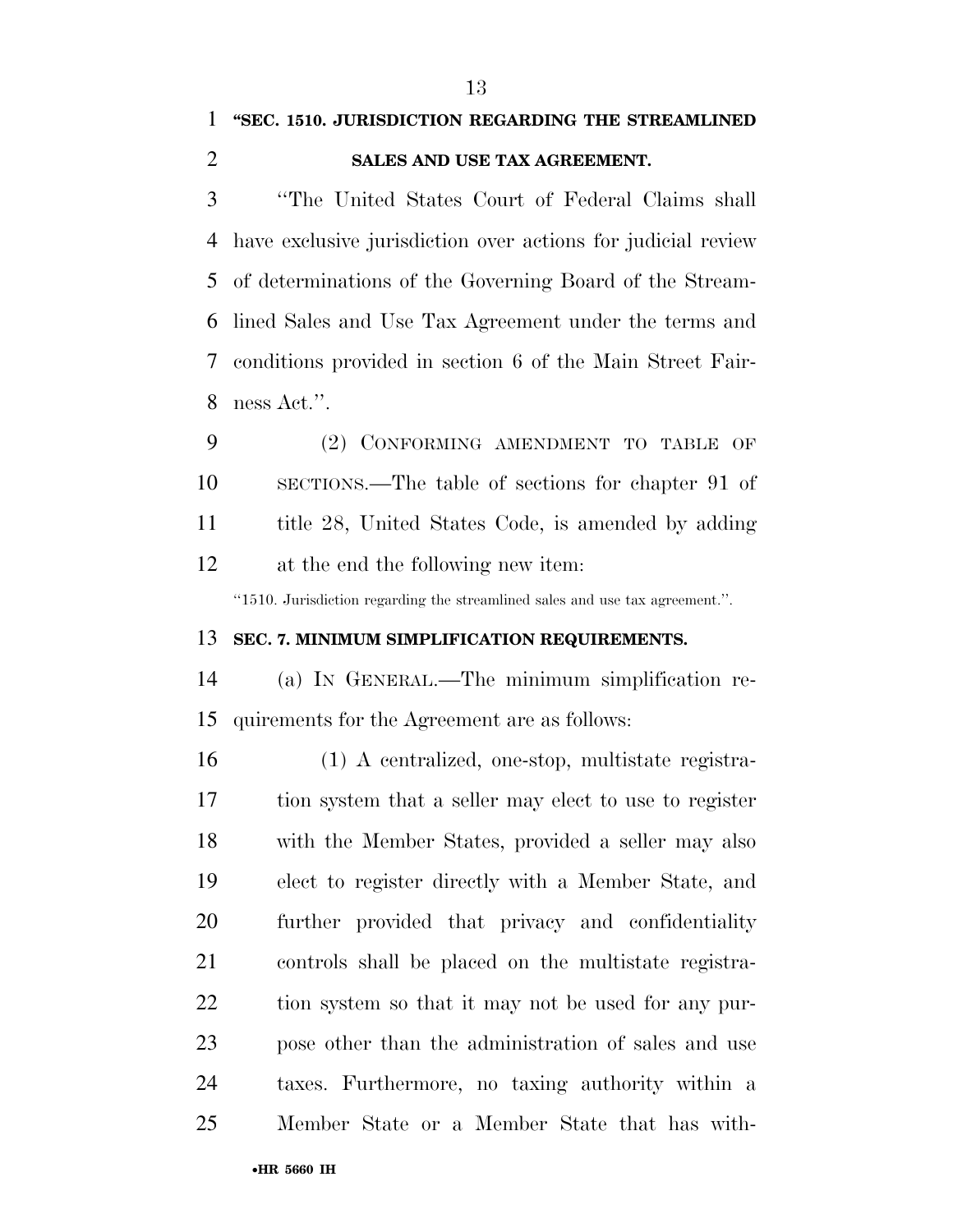**"SEC. 1510. JURISDICTION REGARDING THE STREAMLINED SALES AND USE TAX AGREEMENT.**

"The United States Court of Federal Claims shall have exclusive jurisdiction over actions for judicial review of determinations of the Governing Board of the Streamlined Sales and Use Tax Agreement under the terms and conditions provided in section 6 of the Main Street Fairness Act.".

(2) CONFORMING AMENDMENT TO TABLE OF SECTIONS.—The table of sections for chapter 91 of title 28, United States Code, is amended by adding at the end the following new item:

"1510. Jurisdiction regarding the streamlined sales and use tax agreement.".

**SEC. 7. MINIMUM SIMPLIFICATION REQUIREMENTS.**

(a) IN GENERAL.—The minimum simplification requirements for the Agreement are as follows:

(1) A centralized, one-stop, multistate registration system that a seller may elect to use to register with the Member States, provided a seller may also elect to register directly with a Member State, and further provided that privacy and confidentiality controls shall be placed on the multistate registration system so that it may not be used for any purpose other than the administration of sales and use taxes. Furthermore, no taxing authority within a Member State or a Member State that has with-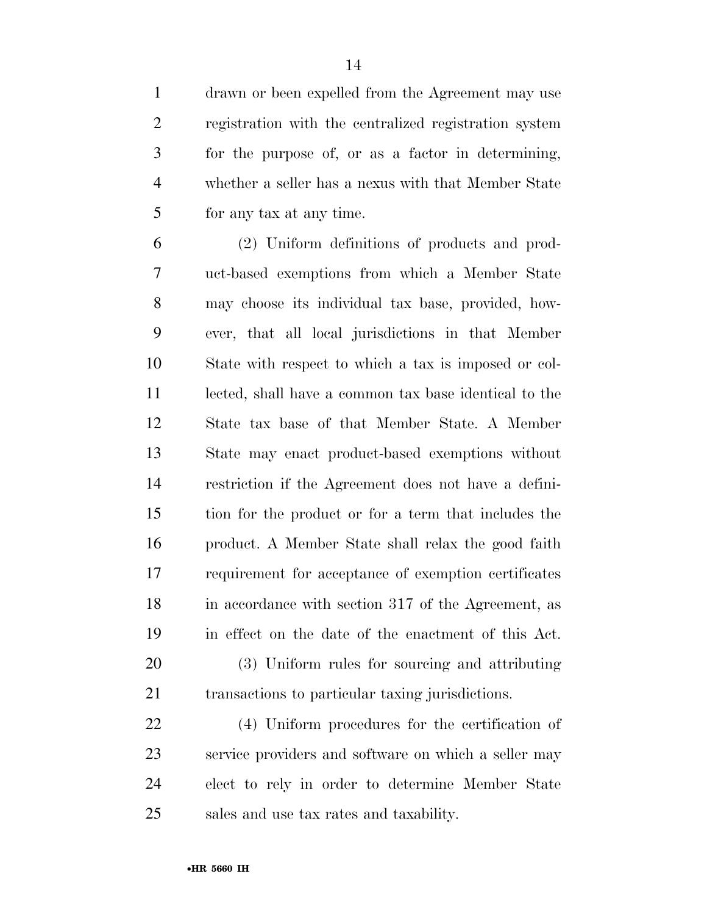drawn or been expelled from the Agreement may use registration with the centralized registration system for the purpose of, or as a factor in determining, whether a seller has a nexus with that Member State for any tax at any time.

(2) Uniform definitions of products and product-based exemptions from which a Member State may choose its individual tax base, provided, however, that all local jurisdictions in that Member State with respect to which a tax is imposed or collected, shall have a common tax base identical to the State tax base of that Member State. A Member State may enact product-based exemptions without restriction if the Agreement does not have a definition for the product or for a term that includes the product. A Member State shall relax the good faith requirement for acceptance of exemption certificates in accordance with section 317 of the Agreement, as in effect on the date of the enactment of this Act.

(3) Uniform rules for sourcing and attributing transactions to particular taxing jurisdictions.

(4) Uniform procedures for the certification of service providers and software on which a seller may elect to rely in order to determine Member State sales and use tax rates and taxability.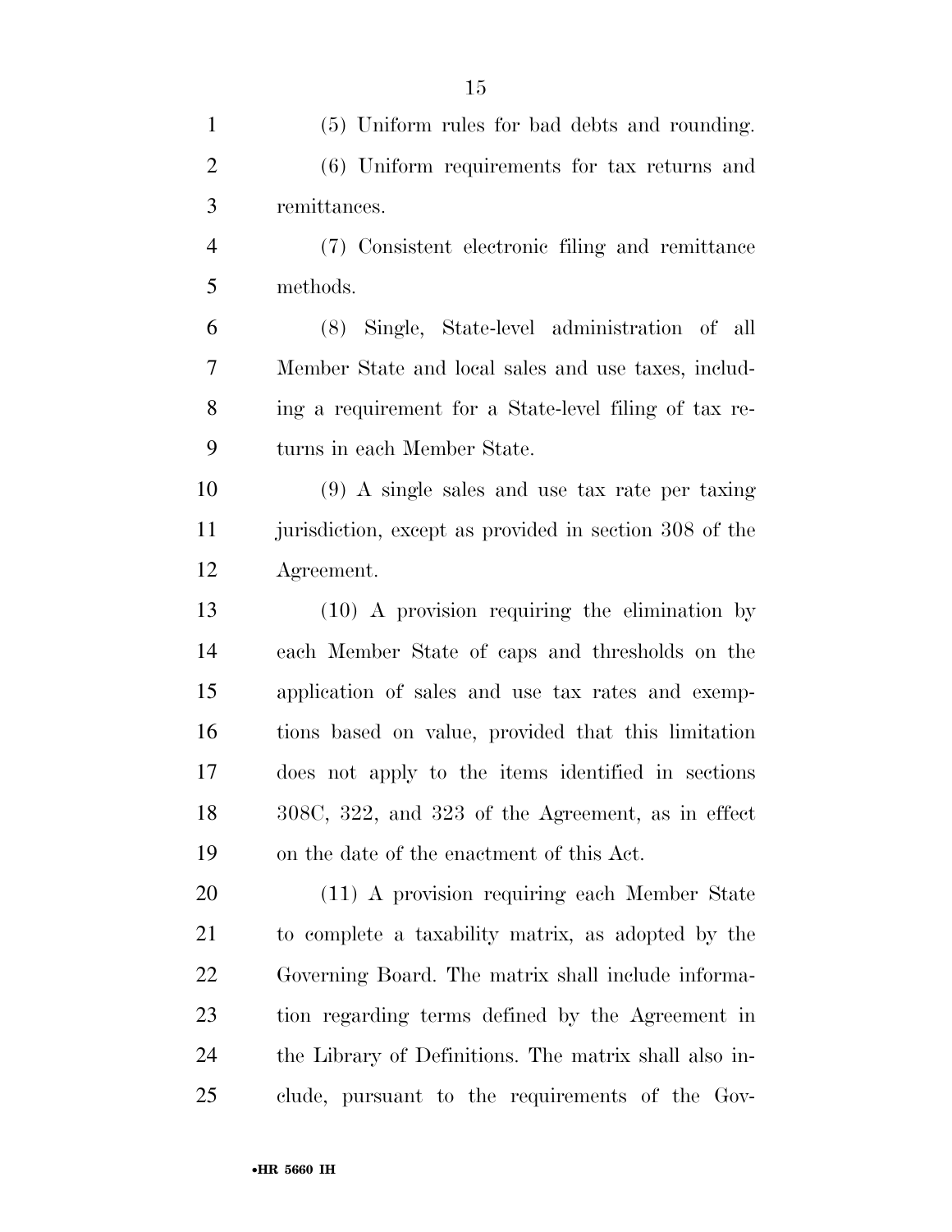(5) Uniform rules for bad debts and rounding.

(6) Uniform requirements for tax returns and remittances.

(7) Consistent electronic filing and remittance methods.

(8) Single, State-level administration of all Member State and local sales and use taxes, including a requirement for a State-level filing of tax returns in each Member State.

(9) A single sales and use tax rate per taxing jurisdiction, except as provided in section 308 of the Agreement.

(10) A provision requiring the elimination by each Member State of caps and thresholds on the application of sales and use tax rates and exemptions based on value, provided that this limitation does not apply to the items identified in sections 308C, 322, and 323 of the Agreement, as in effect on the date of the enactment of this Act.

(11) A provision requiring each Member State to complete a taxability matrix, as adopted by the Governing Board. The matrix shall include information regarding terms defined by the Agreement in the Library of Definitions. The matrix shall also include, pursuant to the requirements of the Gov-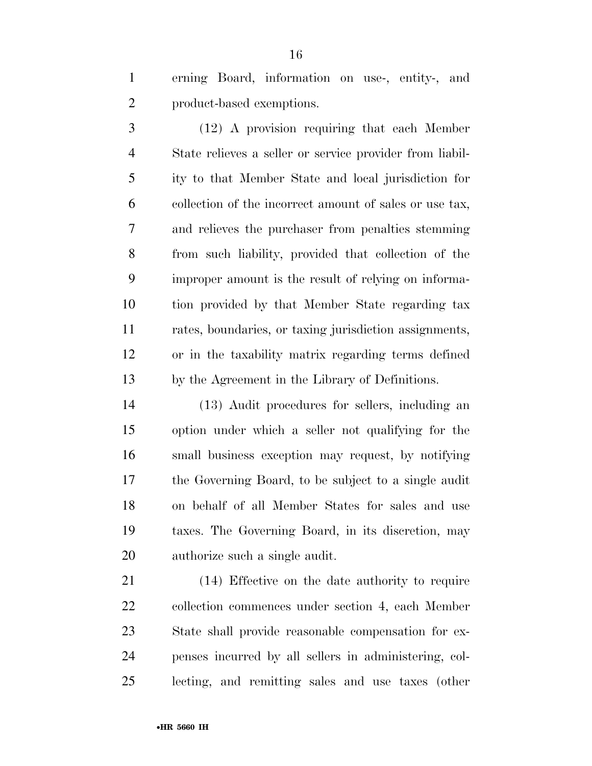erning Board, information on use-, entity-, and product-based exemptions.

(12) A provision requiring that each Member State relieves a seller or service provider from liability to that Member State and local jurisdiction for collection of the incorrect amount of sales or use tax, and relieves the purchaser from penalties stemming from such liability, provided that collection of the improper amount is the result of relying on information provided by that Member State regarding tax rates, boundaries, or taxing jurisdiction assignments, or in the taxability matrix regarding terms defined by the Agreement in the Library of Definitions.

(13) Audit procedures for sellers, including an option under which a seller not qualifying for the small business exception may request, by notifying the Governing Board, to be subject to a single audit on behalf of all Member States for sales and use taxes. The Governing Board, in its discretion, may authorize such a single audit.

(14) Effective on the date authority to require collection commences under section 4, each Member State shall provide reasonable compensation for expenses incurred by all sellers in administering, collecting, and remitting sales and use taxes (other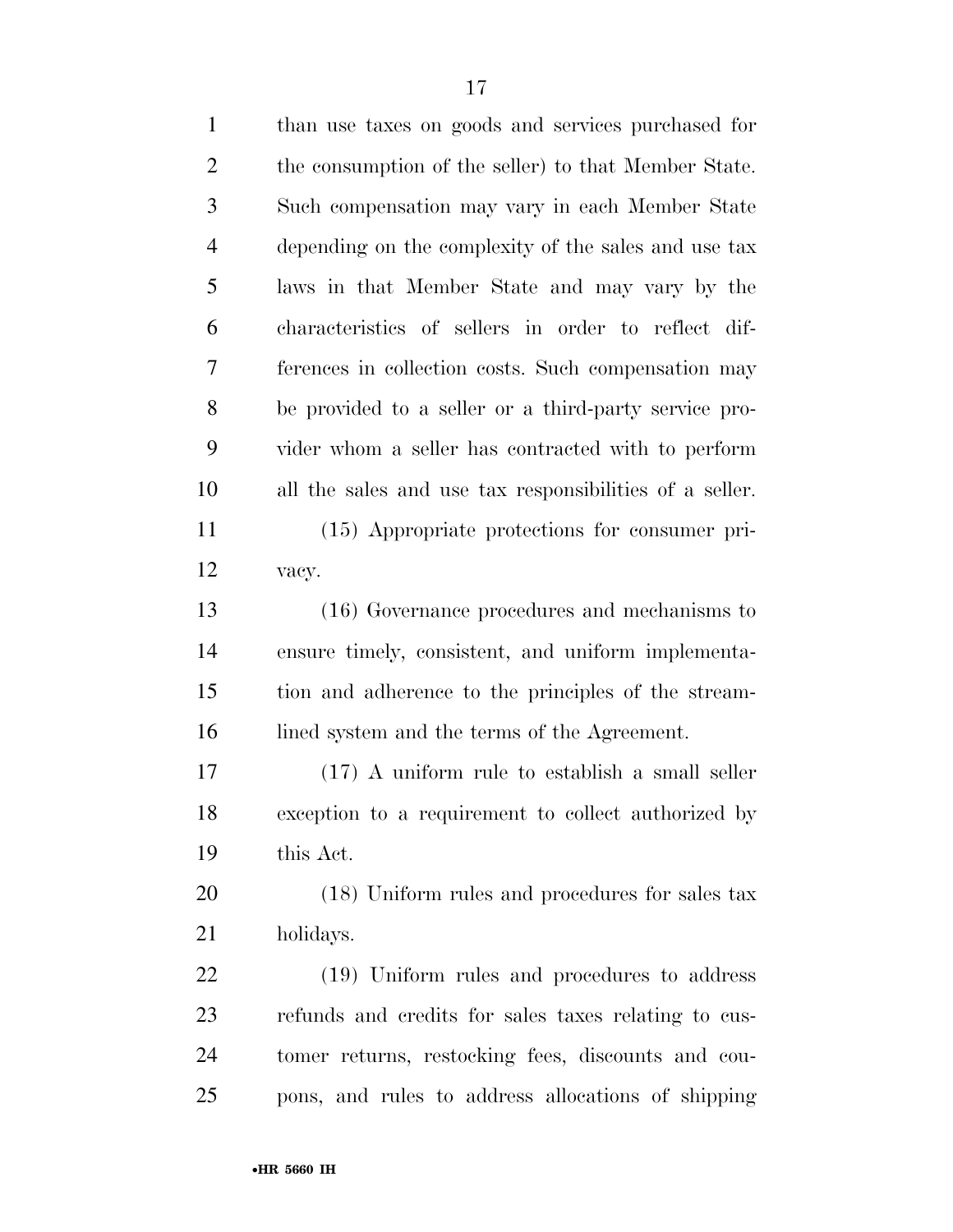than use taxes on goods and services purchased for the consumption of the seller) to that Member State. Such compensation may vary in each Member State depending on the complexity of the sales and use tax laws in that Member State and may vary by the characteristics of sellers in order to reflect differences in collection costs. Such compensation may be provided to a seller or a third-party service provider whom a seller has contracted with to perform all the sales and use tax responsibilities of a seller.

(15) Appropriate protections for consumer privacy.

(16) Governance procedures and mechanisms to ensure timely, consistent, and uniform implementation and adherence to the principles of the streamlined system and the terms of the Agreement.

(17) A uniform rule to establish a small seller exception to a requirement to collect authorized by this Act.

(18) Uniform rules and procedures for sales tax holidays.

(19) Uniform rules and procedures to address refunds and credits for sales taxes relating to customer returns, restocking fees, discounts and coupons, and rules to address allocations of shipping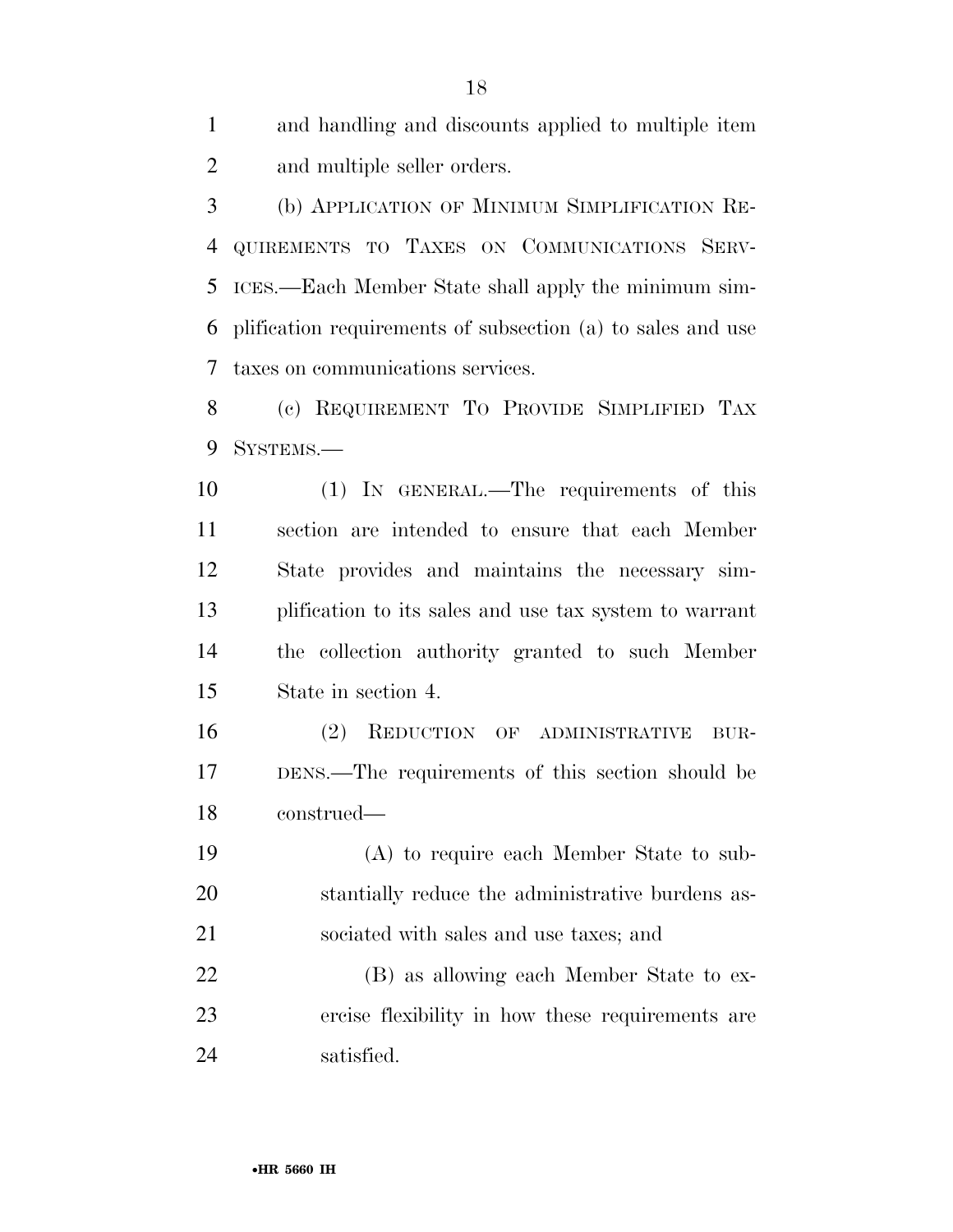and handling and discounts applied to multiple item and multiple seller orders.

(b) APPLICATION OF MINIMUM SIMPLIFICATION REQUIREMENTS TO TAXES ON COMMUNICATIONS SERVICES.—Each Member State shall apply the minimum simplification requirements of subsection (a) to sales and use taxes on communications services.

(c) REQUIREMENT TO PROVIDE SIMPLIFIED TAX SYSTEMS.—

(1) IN GENERAL.—The requirements of this section are intended to ensure that each Member State provides and maintains the necessary simplification to its sales and use tax system to warrant the collection authority granted to such Member State in section 4.

(2) REDUCTION OF ADMINISTRATIVE BURDENS.—The requirements of this section should be construed—

(A) to require each Member State to substantially reduce the administrative burdens associated with sales and use taxes; and

(B) as allowing each Member State to exercise flexibility in how these requirements are satisfied.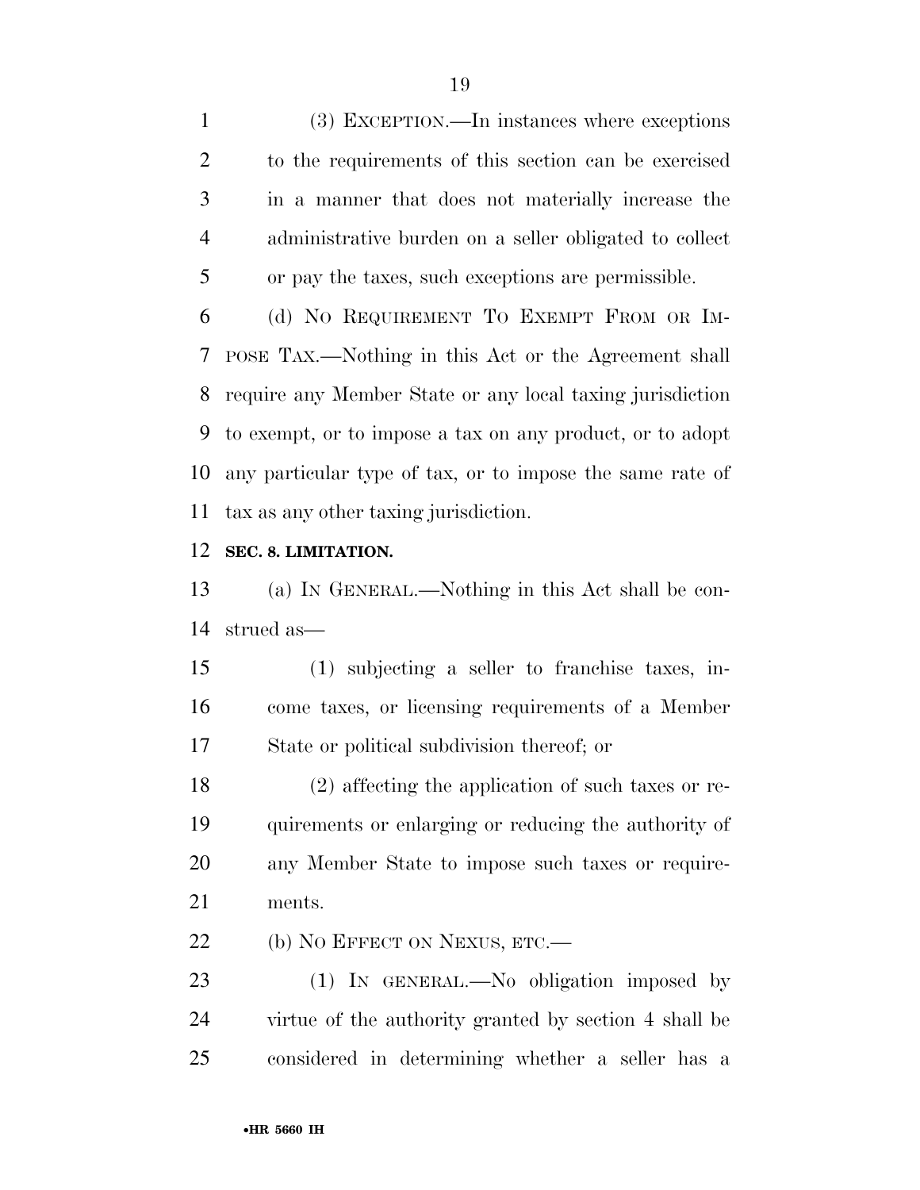(3) EXCEPTION.—In instances where exceptions to the requirements of this section can be exercised in a manner that does not materially increase the administrative burden on a seller obligated to collect or pay the taxes, such exceptions are permissible.

(d) NO REQUIREMENT TO EXEMPT FROM OR IMPOSE TAX.—Nothing in this Act or the Agreement shall require any Member State or any local taxing jurisdiction to exempt, or to impose a tax on any product, or to adopt any particular type of tax, or to impose the same rate of tax as any other taxing jurisdiction.

**SEC. 8. LIMITATION.**

(a) IN GENERAL.—Nothing in this Act shall be construed as—

(1) subjecting a seller to franchise taxes, income taxes, or licensing requirements of a Member State or political subdivision thereof; or

(2) affecting the application of such taxes or requirements or enlarging or reducing the authority of any Member State to impose such taxes or requirements.

(b) NO EFFECT ON NEXUS, ETC.—

(1) IN GENERAL.—No obligation imposed by virtue of the authority granted by section 4 shall be considered in determining whether a seller has a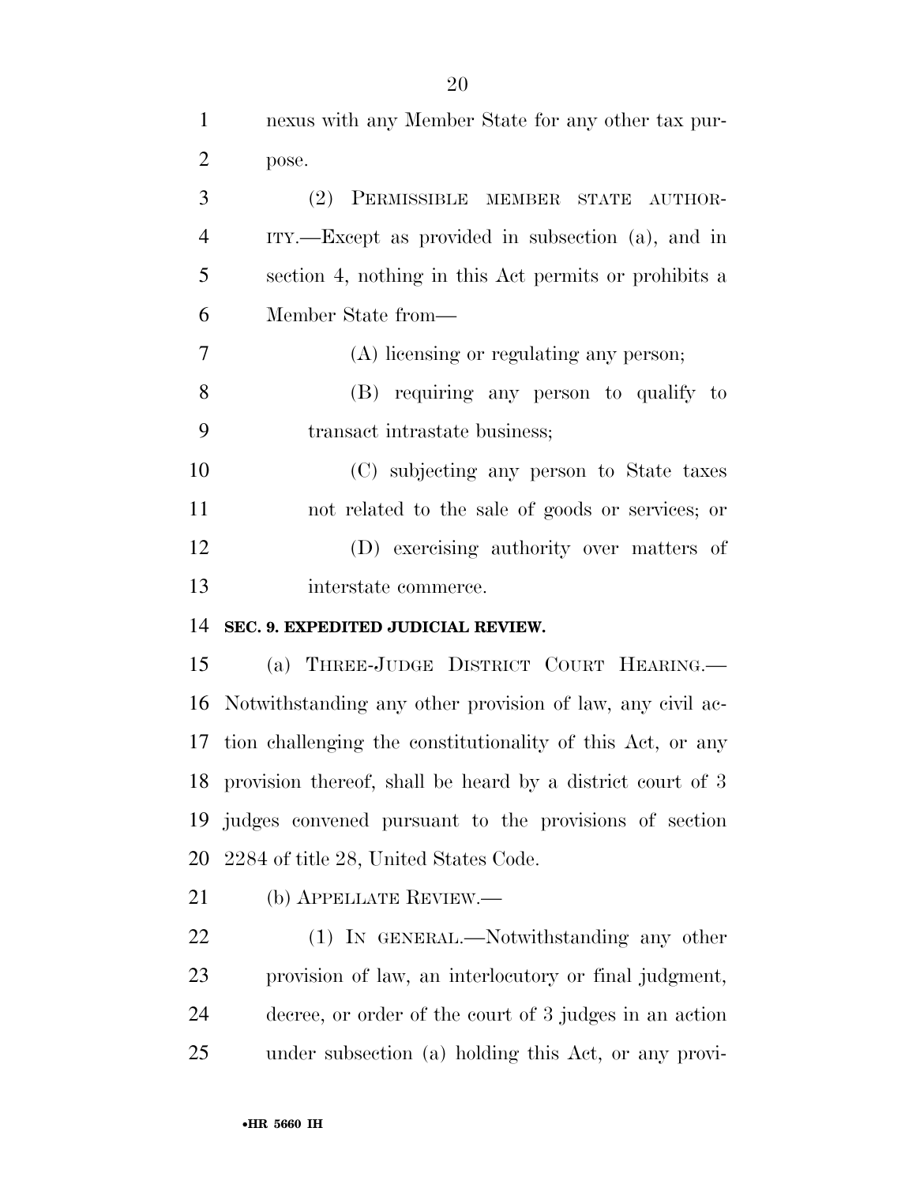nexus with any Member State for any other tax purpose.

(2) PERMISSIBLE MEMBER STATE AUTHORITY.—Except as provided in subsection (a), and in section 4, nothing in this Act permits or prohibits a Member State from—

(A) licensing or regulating any person;

(B) requiring any person to qualify to transact intrastate business;

(C) subjecting any person to State taxes not related to the sale of goods or services; or

(D) exercising authority over matters of interstate commerce.

**SEC. 9. EXPEDITED JUDICIAL REVIEW.**

(a) THREE-JUDGE DISTRICT COURT HEARING.—Notwithstanding any other provision of law, any civil action challenging the constitutionality of this Act, or any provision thereof, shall be heard by a district court of 3 judges convened pursuant to the provisions of section 2284 of title 28, United States Code.

(b) APPELLATE REVIEW.—

(1) IN GENERAL.—Notwithstanding any other provision of law, an interlocutory or final judgment, decree, or order of the court of 3 judges in an action under subsection (a) holding this Act, or any provi-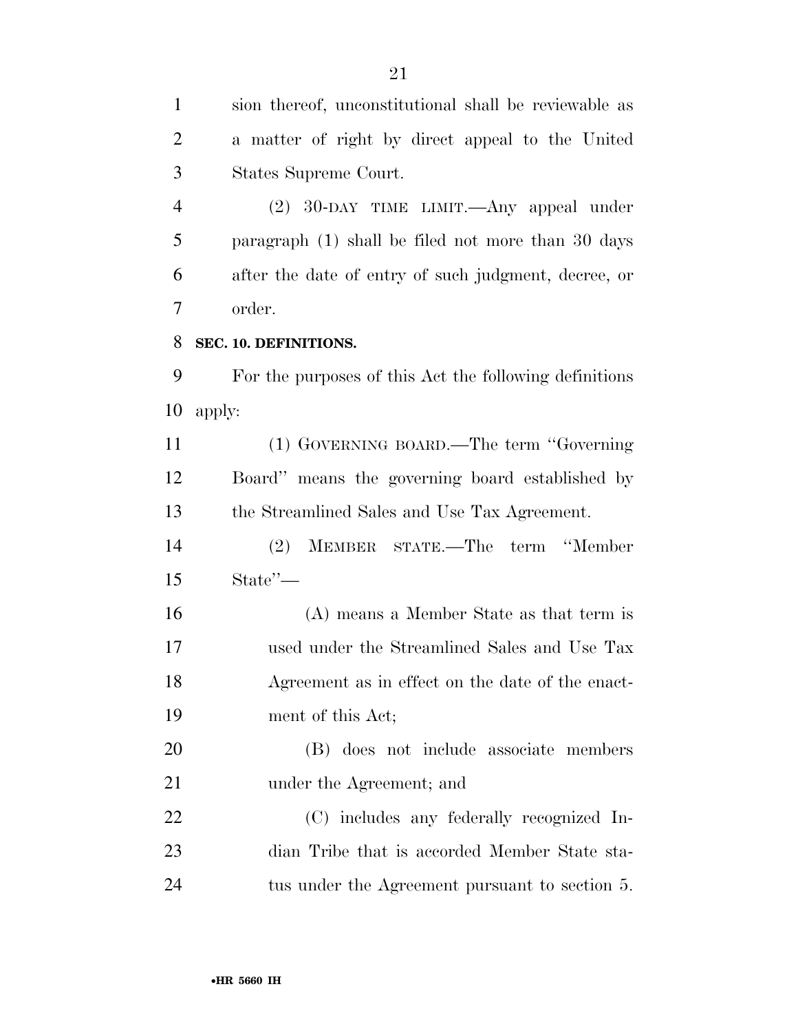sion thereof, unconstitutional shall be reviewable as a matter of right by direct appeal to the United States Supreme Court.

(2) 30-DAY TIME LIMIT.—Any appeal under paragraph (1) shall be filed not more than 30 days after the date of entry of such judgment, decree, or order.

**SEC. 10. DEFINITIONS.**

For the purposes of this Act the following definitions apply:

(1) GOVERNING BOARD.—The term ''Governing Board'' means the governing board established by the Streamlined Sales and Use Tax Agreement.

(2) MEMBER STATE.—The term ''Member State''—

(A) means a Member State as that term is used under the Streamlined Sales and Use Tax Agreement as in effect on the date of the enactment of this Act;

(B) does not include associate members under the Agreement; and

(C) includes any federally recognized Indian Tribe that is accorded Member State status under the Agreement pursuant to section 5.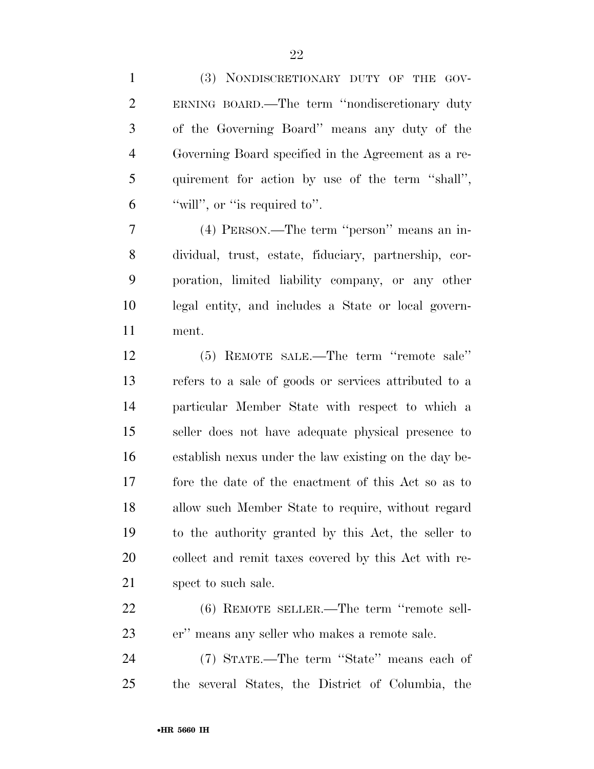(3) NONDISCRETIONARY DUTY OF THE GOVERNING BOARD.—The term ''nondiscretionary duty of the Governing Board'' means any duty of the Governing Board specified in the Agreement as a requirement for action by use of the term ''shall'', ''will'', or ''is required to''.

(4) PERSON.—The term ''person'' means an individual, trust, estate, fiduciary, partnership, corporation, limited liability company, or any other legal entity, and includes a State or local government.

(5) REMOTE SALE.—The term ''remote sale'' refers to a sale of goods or services attributed to a particular Member State with respect to which a seller does not have adequate physical presence to establish nexus under the law existing on the day before the date of the enactment of this Act so as to allow such Member State to require, without regard to the authority granted by this Act, the seller to collect and remit taxes covered by this Act with respect to such sale.

(6) REMOTE SELLER.—The term ''remote seller'' means any seller who makes a remote sale.

(7) STATE.—The term ''State'' means each of the several States, the District of Columbia, the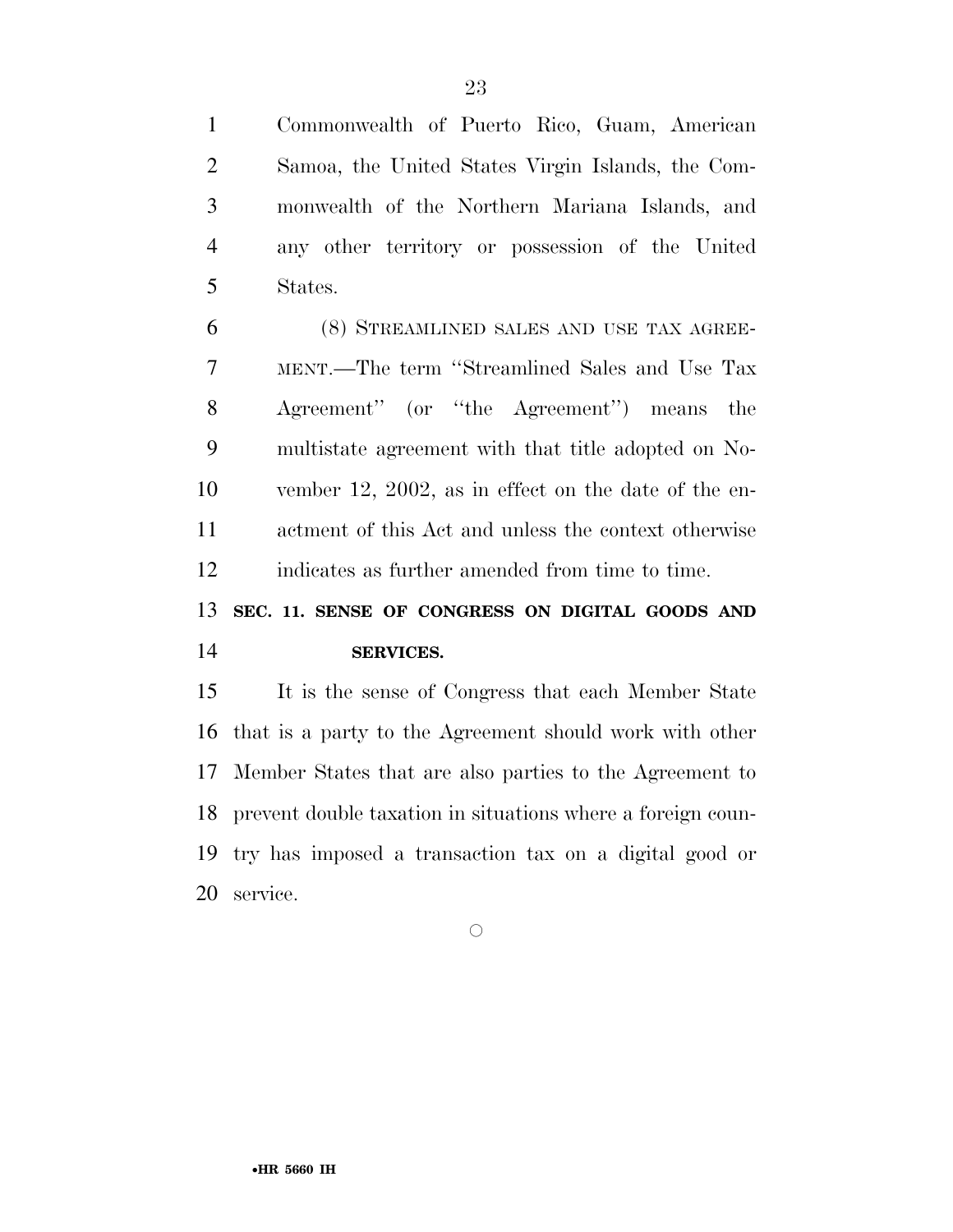Commonwealth of Puerto Rico, Guam, American Samoa, the United States Virgin Islands, the Commonwealth of the Northern Mariana Islands, and any other territory or possession of the United States.

(8) STREAMLINED SALES AND USE TAX AGREEMENT.—The term ''Streamlined Sales and Use Tax Agreement'' (or ''the Agreement'') means the multistate agreement with that title adopted on November 12, 2002, as in effect on the date of the enactment of this Act and unless the context otherwise indicates as further amended from time to time.

## SEC. 11. SENSE OF CONGRESS ON DIGITAL GOODS AND SERVICES.

It is the sense of Congress that each Member State that is a party to the Agreement should work with other Member States that are also parties to the Agreement to prevent double taxation in situations where a foreign country has imposed a transaction tax on a digital good or service.

○